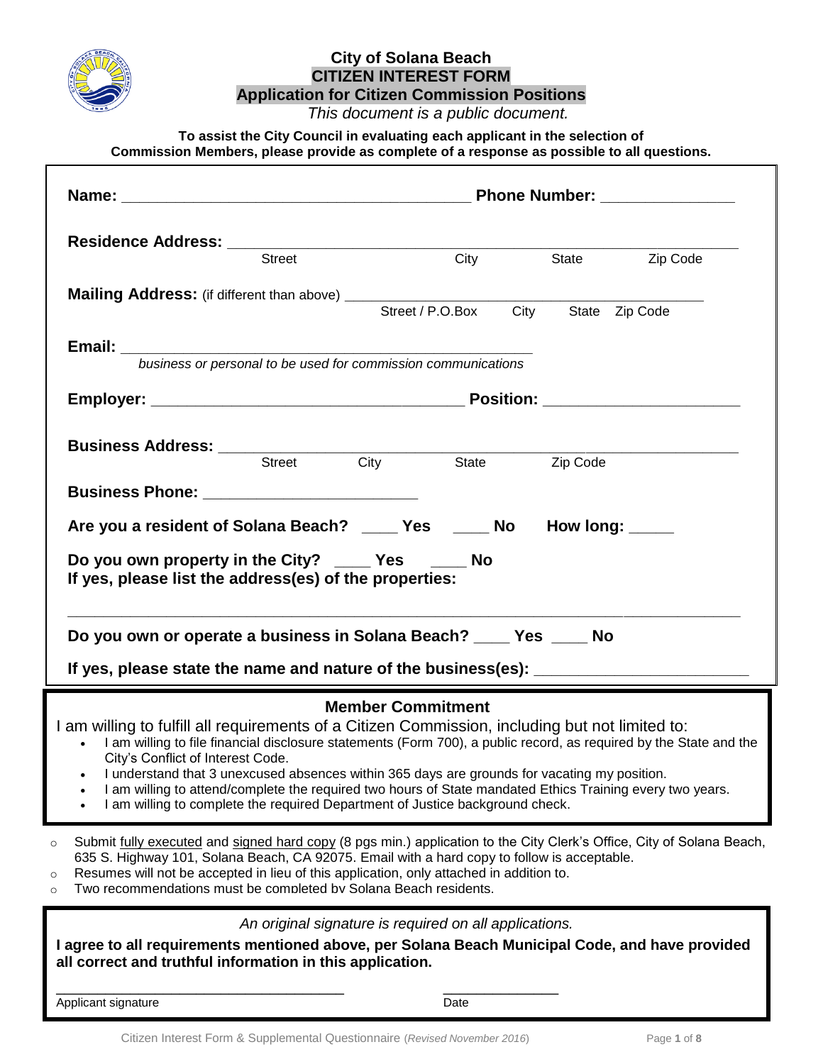# City of Solana Beach
## CITIZEN INTEREST FORM
## Application for Citizen Commission Positions

*This document is a public document.*

**To assist the City Council in evaluating each applicant in the selection of Commission Members, please provide as complete of a response as possible to all questions.**

**Name:** ________________________________________ **Phone Number:** _______________

**Residence Address:** ____________________________________________________________
Street City State Zip Code

**Mailing Address:** (if different than above) ____________________________________________
Street / P.O.Box City State Zip Code

**Email:** _______________________________________________
*business or personal to be used for commission communications*

**Employer:** ____________________________________ **Position:** ______________________

**Business Address:** ____________________________________________________________
Street City State Zip Code

**Business Phone:** ________________________

**Are you a resident of Solana Beach? ____ Yes ____ No How long: _____**

**Do you own property in the City? ____ Yes ____ No**
**If yes, please list the address(es) of the properties:**

______________________________________________________________________________

**Do you own or operate a business in Solana Beach? ____ Yes ____ No**

**If yes, please state the name and nature of the business(es):** ________________________

### Member Commitment

I am willing to fulfill all requirements of a Citizen Commission, including but not limited to:

- I am willing to file financial disclosure statements (Form 700), a public record, as required by the State and the City's Conflict of Interest Code.
- I understand that 3 unexcused absences within 365 days are grounds for vacating my position.
- I am willing to attend/complete the required two hours of State mandated Ethics Training every two years.
- I am willing to complete the required Department of Justice background check.

- Submit fully executed and signed hard copy (8 pgs min.) application to the City Clerk's Office, City of Solana Beach, 635 S. Highway 101, Solana Beach, CA 92075. Email with a hard copy to follow is acceptable.
- Resumes will not be accepted in lieu of this application, only attached in addition to.
- Two recommendations must be completed by Solana Beach residents.

*An original signature is required on all applications.*

**I agree to all requirements mentioned above, per Solana Beach Municipal Code, and have provided all correct and truthful information in this application.**

_______________________________________ _______________
Applicant signature Date

Citizen Interest Form & Supplemental Questionnaire (*Revised November 2016*)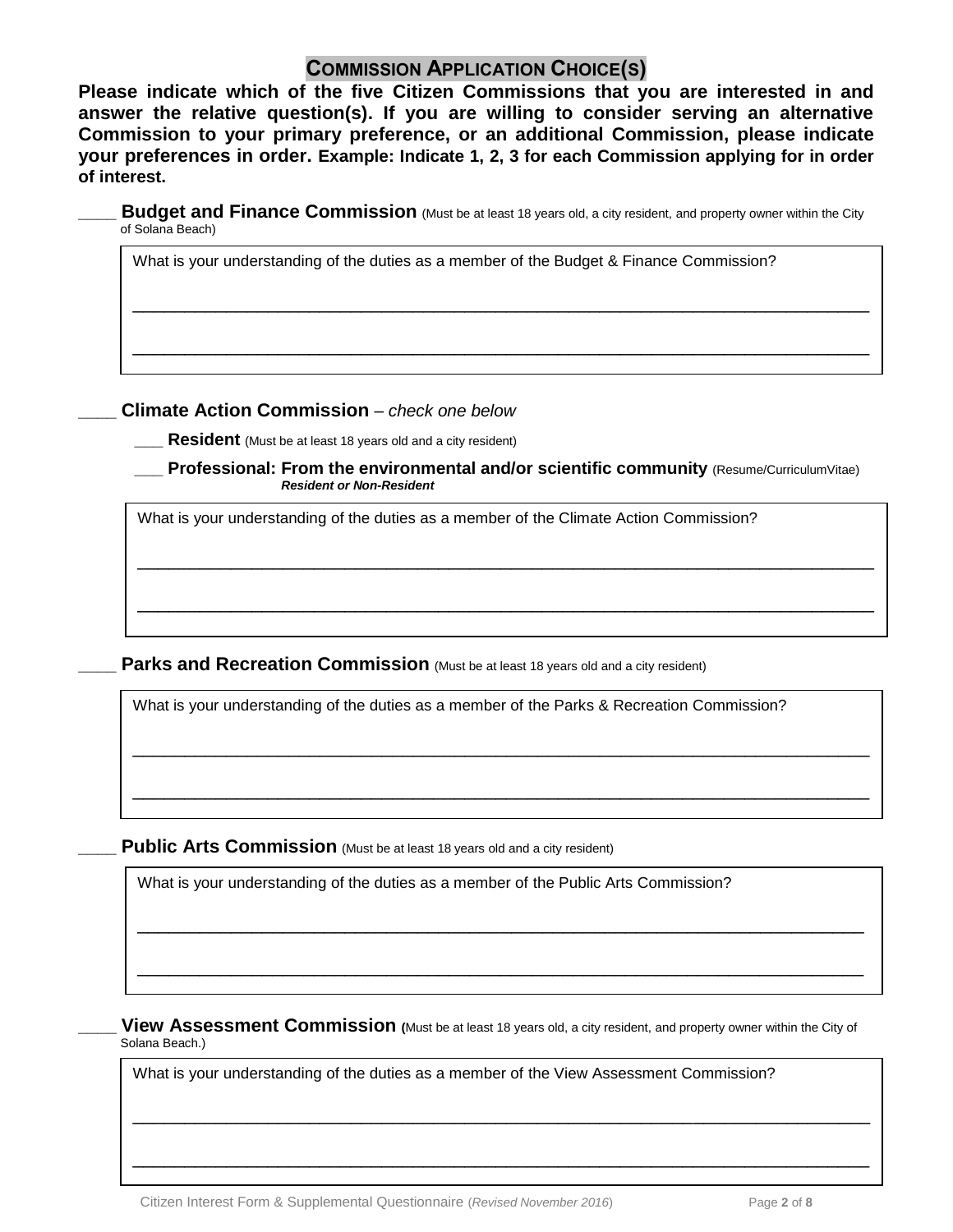## COMMISSION APPLICATION CHOICE(S)

**Please indicate which of the five Citizen Commissions that you are interested in and answer the relative question(s). If you are willing to consider serving an alternative Commission to your primary preference, or an additional Commission, please indicate your preferences in order. Example: Indicate 1, 2, 3 for each Commission applying for in order of interest.**

____ **Budget and Finance Commission** (Must be at least 18 years old, a city resident, and property owner within the City of Solana Beach)

What is your understanding of the duties as a member of the Budget & Finance Commission?

________________________________________________________________________________

________________________________________________________________________________

____ **Climate Action Commission** – *check one below*

___ **Resident** (Must be at least 18 years old and a city resident)

___ **Professional: From the environmental and/or scientific community** (Resume/CurriculumVitae) ***Resident or Non-Resident***

What is your understanding of the duties as a member of the Climate Action Commission?

________________________________________________________________________________

________________________________________________________________________________

____ **Parks and Recreation Commission** (Must be at least 18 years old and a city resident)

What is your understanding of the duties as a member of the Parks & Recreation Commission?

________________________________________________________________________________

________________________________________________________________________________

____ **Public Arts Commission** (Must be at least 18 years old and a city resident)

What is your understanding of the duties as a member of the Public Arts Commission?

________________________________________________________________________________

________________________________________________________________________________

____ **View Assessment Commission** (Must be at least 18 years old, a city resident, and property owner within the City of Solana Beach.)

What is your understanding of the duties as a member of the View Assessment Commission?

________________________________________________________________________________

________________________________________________________________________________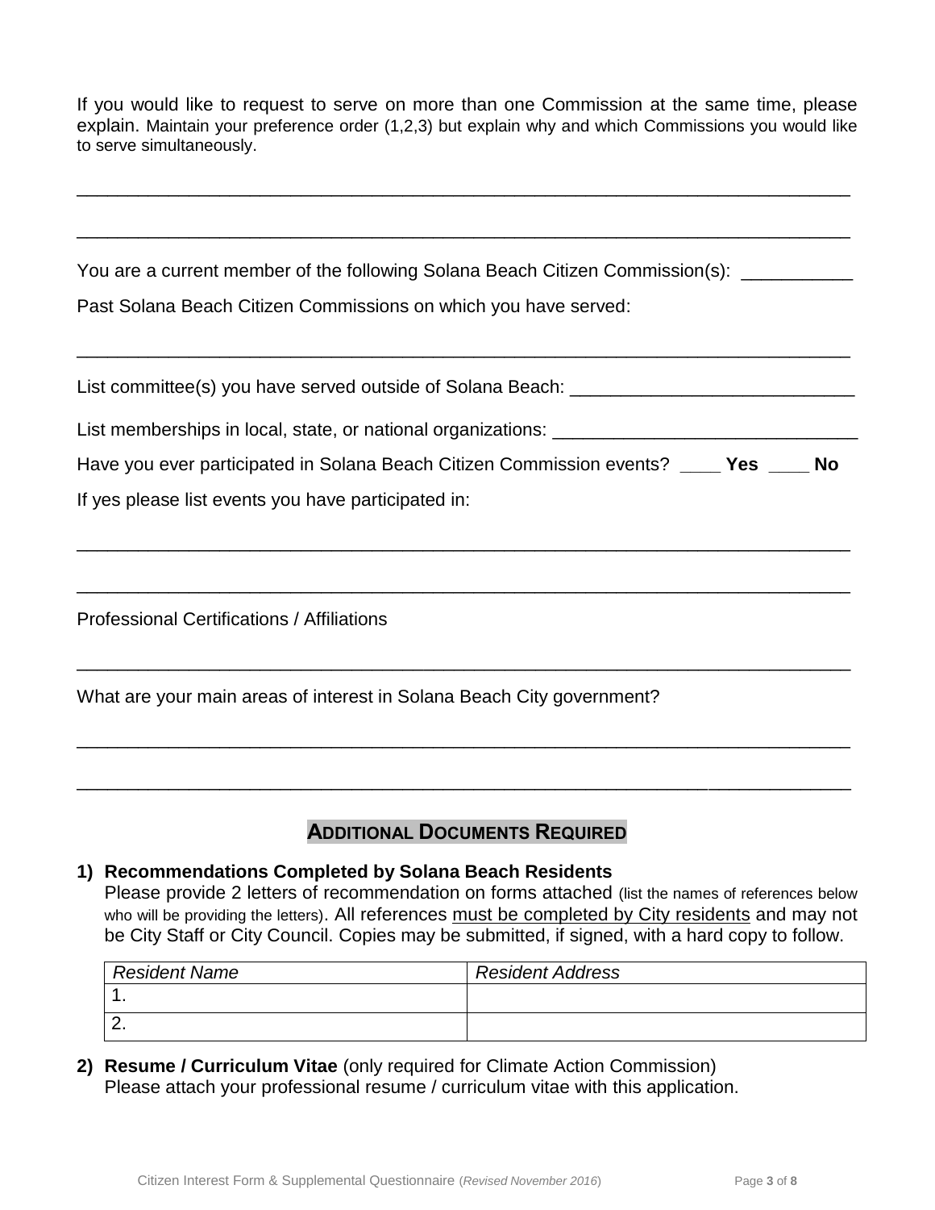If you would like to request to serve on more than one Commission at the same time, please explain. Maintain your preference order (1,2,3) but explain why and which Commissions you would like to serve simultaneously.

______________________________________________________________________________

______________________________________________________________________________

You are a current member of the following Solana Beach Citizen Commission(s): ___________

Past Solana Beach Citizen Commissions on which you have served:

______________________________________________________________________________

List committee(s) you have served outside of Solana Beach: ____________________________

List memberships in local, state, or national organizations: ______________________________

Have you ever participated in Solana Beach Citizen Commission events? ____ **Yes** ____ **No**

If yes please list events you have participated in:

______________________________________________________________________________

______________________________________________________________________________

Professional Certifications / Affiliations

______________________________________________________________________________

What are your main areas of interest in Solana Beach City government?

______________________________________________________________________________

______________________________________________________________________________

## ADDITIONAL DOCUMENTS REQUIRED

1) **Recommendations Completed by Solana Beach Residents**
   Please provide 2 letters of recommendation on forms attached (list the names of references below who will be providing the letters). All references must be completed by City residents and may not be City Staff or City Council. Copies may be submitted, if signed, with a hard copy to follow.

| *Resident Name* | *Resident Address* |
| --- | --- |
| 1. | |
| 2. | |

2) **Resume / Curriculum Vitae** (only required for Climate Action Commission)
   Please attach your professional resume / curriculum vitae with this application.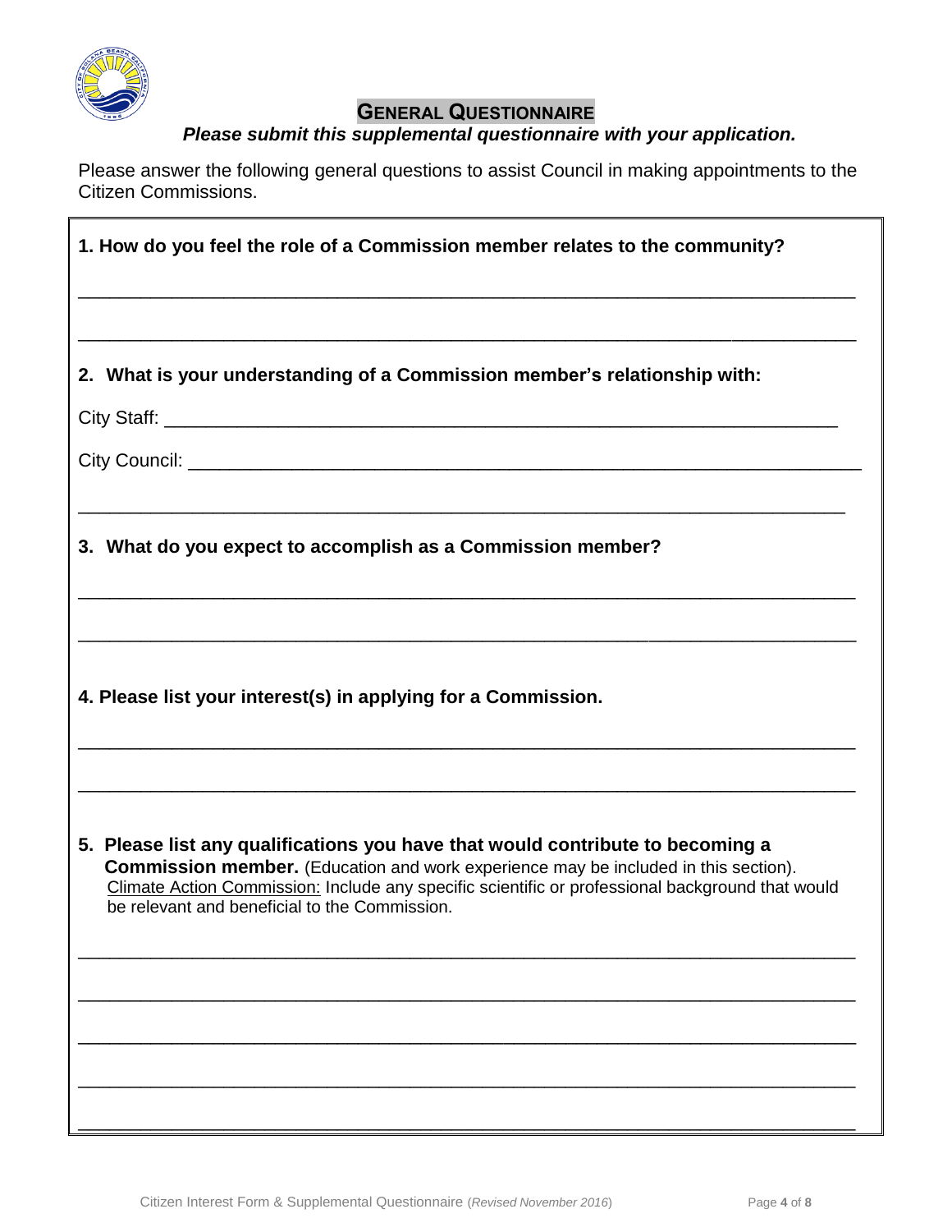## GENERAL QUESTIONNAIRE

***Please submit this supplemental questionnaire with your application.***

Please answer the following general questions to assist Council in making appointments to the Citizen Commissions.

**1. How do you feel the role of a Commission member relates to the community?**

______________________________________________________________________________

______________________________________________________________________________

**2. What is your understanding of a Commission member's relationship with:**

City Staff: ______________________________________________________________

City Council: ____________________________________________________________

______________________________________________________________________________

**3. What do you expect to accomplish as a Commission member?**

______________________________________________________________________________

______________________________________________________________________________

**4. Please list your interest(s) in applying for a Commission.**

______________________________________________________________________________

______________________________________________________________________________

**5. Please list any qualifications you have that would contribute to becoming a Commission member.** (Education and work experience may be included in this section).
Climate Action Commission: Include any specific scientific or professional background that would be relevant and beneficial to the Commission.

______________________________________________________________________________

______________________________________________________________________________

______________________________________________________________________________

______________________________________________________________________________

______________________________________________________________________________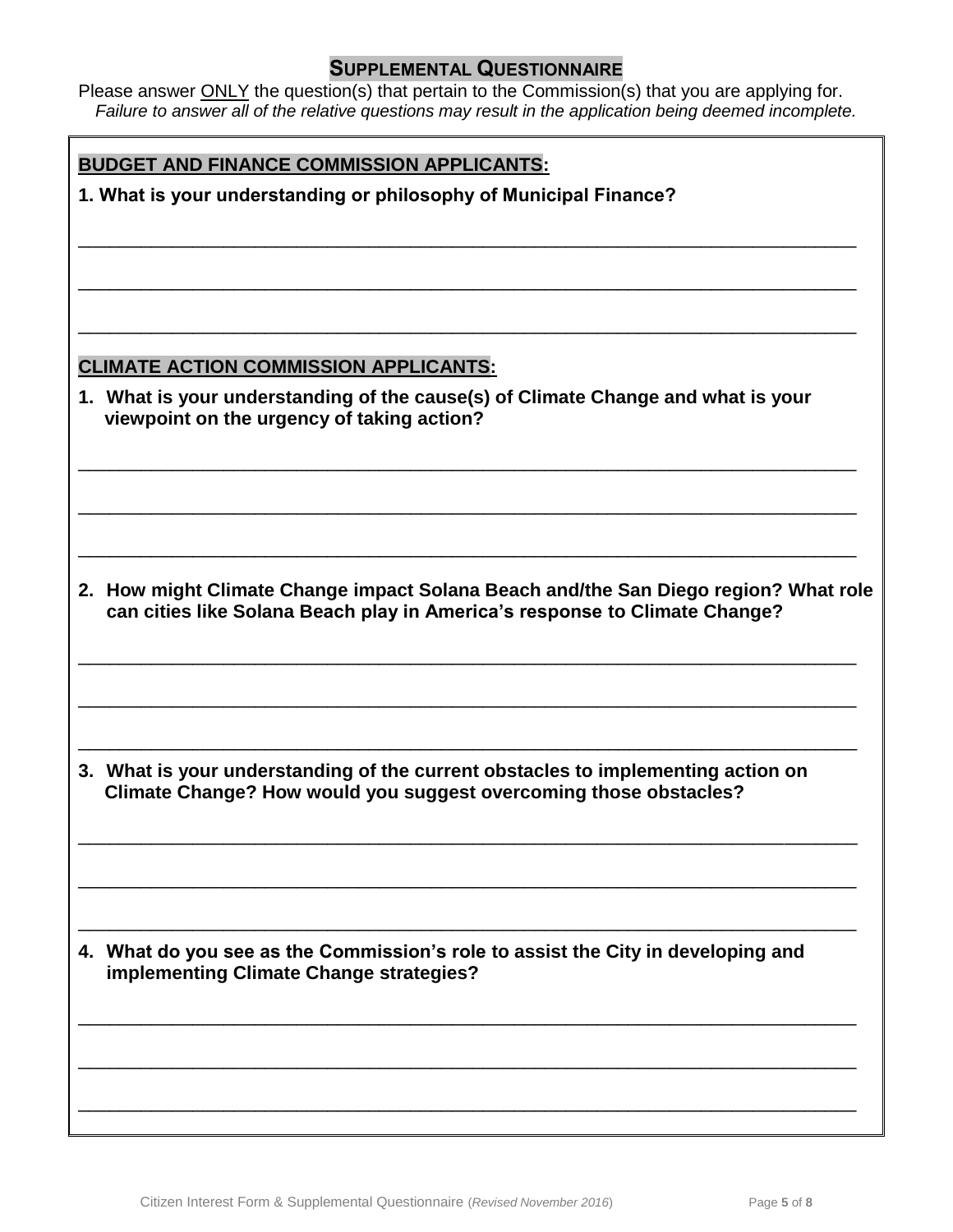## SUPPLEMENTAL QUESTIONNAIRE

Please answer ONLY the question(s) that pertain to the Commission(s) that you are applying for.
*Failure to answer all of the relative questions may result in the application being deemed incomplete.*

### BUDGET AND FINANCE COMMISSION APPLICANTS:

**1. What is your understanding or philosophy of Municipal Finance?**

____________________________________________________________________________

____________________________________________________________________________

____________________________________________________________________________

### CLIMATE ACTION COMMISSION APPLICANTS:

**1. What is your understanding of the cause(s) of Climate Change and what is your viewpoint on the urgency of taking action?**

____________________________________________________________________________

____________________________________________________________________________

____________________________________________________________________________

**2. How might Climate Change impact Solana Beach and/the San Diego region? What role can cities like Solana Beach play in America's response to Climate Change?**

____________________________________________________________________________

____________________________________________________________________________

____________________________________________________________________________

**3. What is your understanding of the current obstacles to implementing action on Climate Change? How would you suggest overcoming those obstacles?**

____________________________________________________________________________

____________________________________________________________________________

____________________________________________________________________________

**4. What do you see as the Commission's role to assist the City in developing and implementing Climate Change strategies?**

____________________________________________________________________________

____________________________________________________________________________

____________________________________________________________________________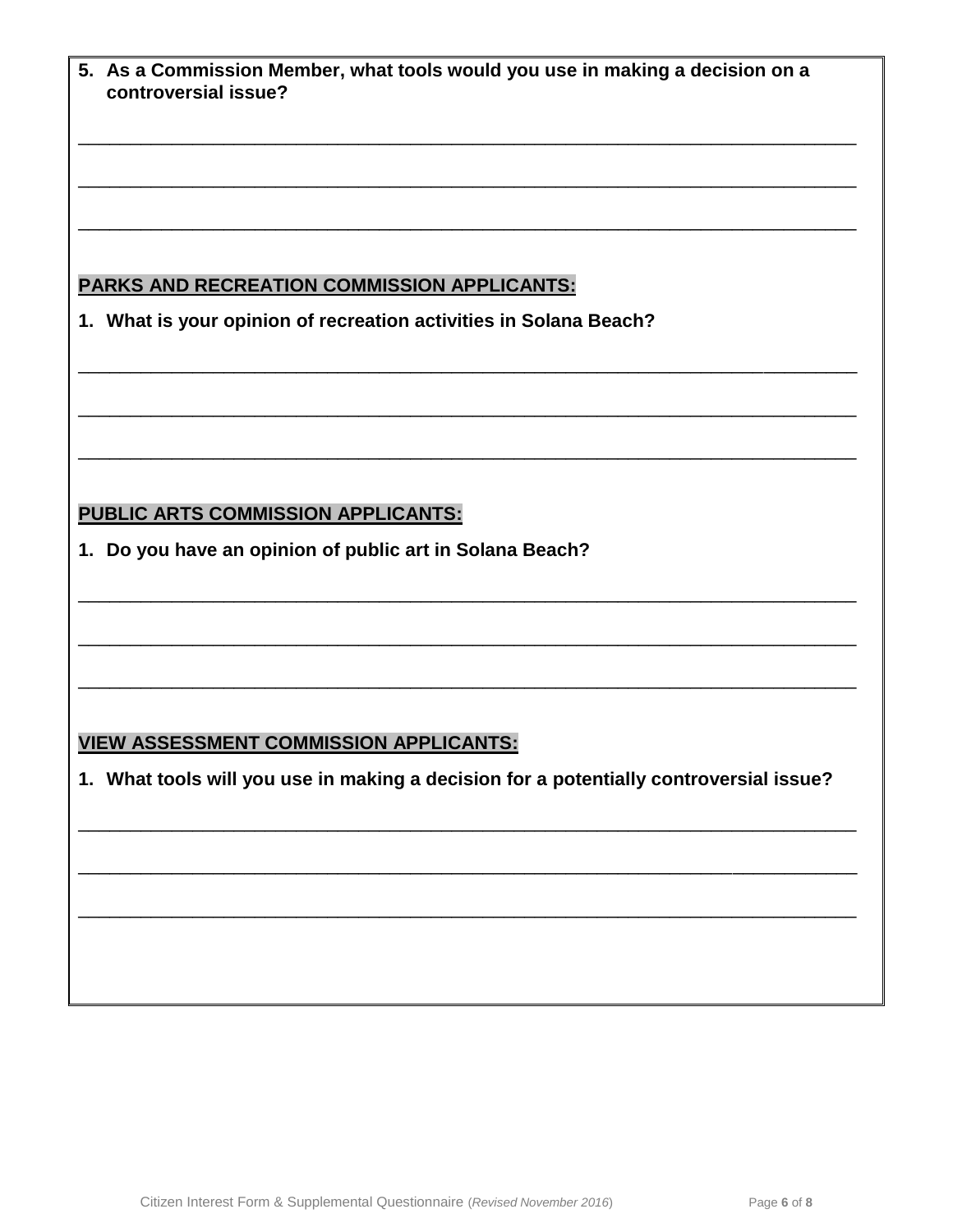5. **As a Commission Member, what tools would you use in making a decision on a controversial issue?**

______________________________________________________________________________

______________________________________________________________________________

______________________________________________________________________________

## PARKS AND RECREATION COMMISSION APPLICANTS:

1. **What is your opinion of recreation activities in Solana Beach?**

______________________________________________________________________________

______________________________________________________________________________

______________________________________________________________________________

## PUBLIC ARTS COMMISSION APPLICANTS:

1. **Do you have an opinion of public art in Solana Beach?**

______________________________________________________________________________

______________________________________________________________________________

______________________________________________________________________________

## VIEW ASSESSMENT COMMISSION APPLICANTS:

1. **What tools will you use in making a decision for a potentially controversial issue?**

______________________________________________________________________________

______________________________________________________________________________

______________________________________________________________________________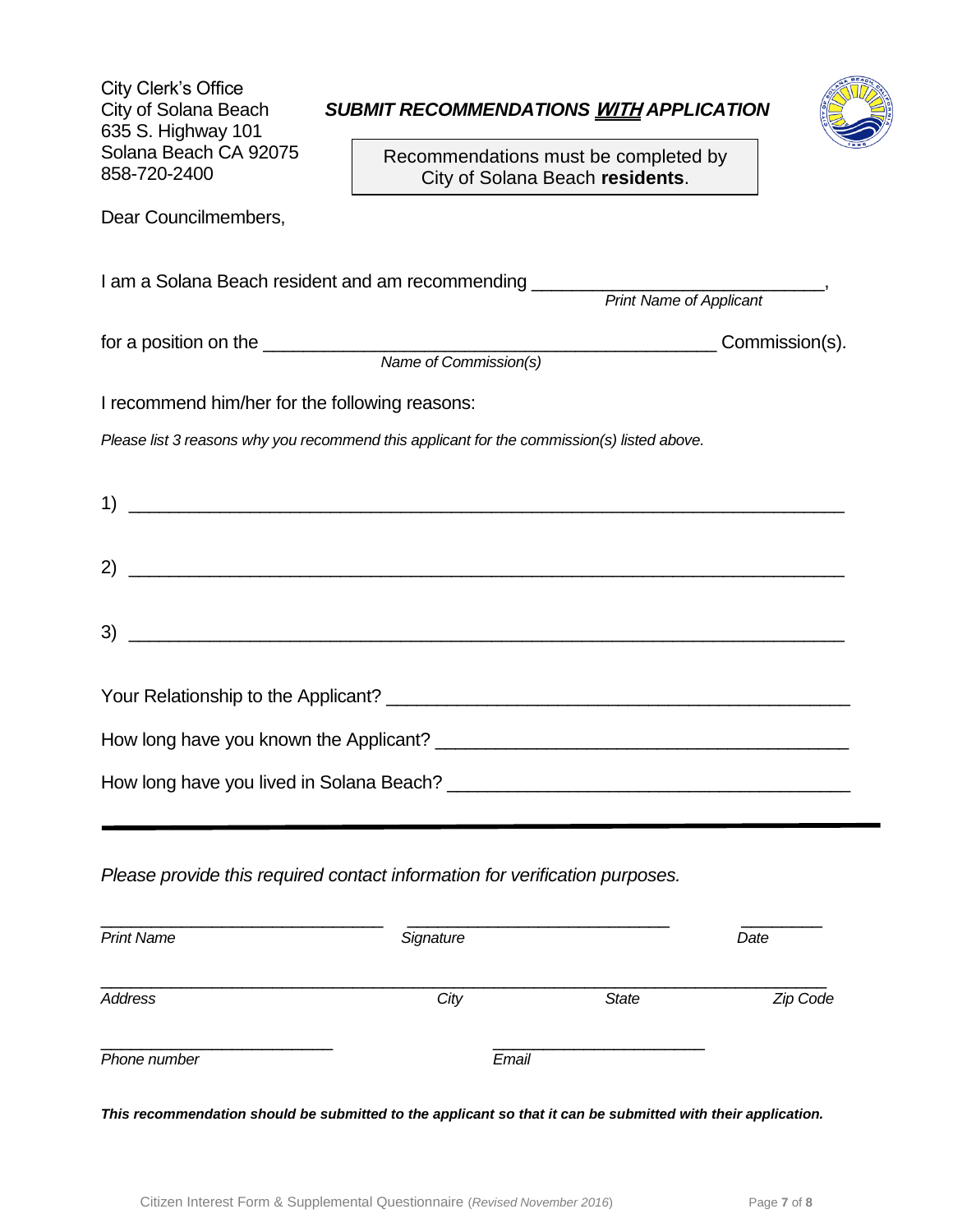City Clerk's Office
City of Solana Beach
635 S. Highway 101
Solana Beach CA 92075
858-720-2400

***SUBMIT RECOMMENDATIONS WITH APPLICATION***

Recommendations must be completed by City of Solana Beach **residents**.

Dear Councilmembers,

I am a Solana Beach resident and am recommending ______________________________,
*Print Name of Applicant*

for a position on the ______________________________________________ Commission(s).
*Name of Commission(s)*

I recommend him/her for the following reasons:

*Please list 3 reasons why you recommend this applicant for the commission(s) listed above.*

1) ________________________________________________________________________

2) ________________________________________________________________________

3) ________________________________________________________________________

Your Relationship to the Applicant? ________________________________________________

How long have you known the Applicant? ___________________________________________

How long have you lived in Solana Beach? __________________________________________

---

*Please provide this required contact information for verification purposes.*

______________________________ ____________________________ _________
*Print Name* *Signature* *Date*

_____________________________________________________________________________
*Address* *City* *State* *Zip Code*

_________________________ _______________________
*Phone number* *Email*

***This recommendation should be submitted to the applicant so that it can be submitted with their application.***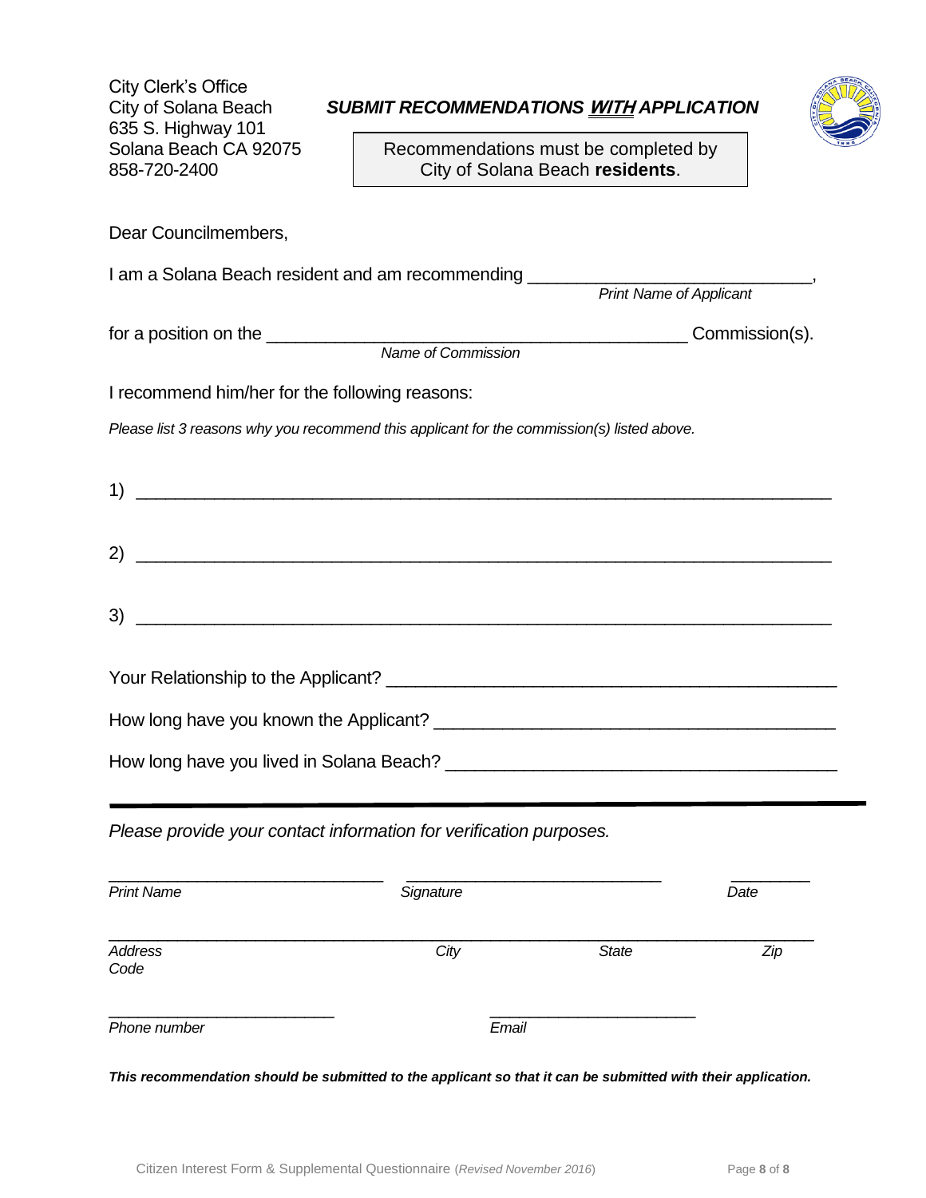City Clerk's Office
City of Solana Beach
635 S. Highway 101
Solana Beach CA 92075
858-720-2400

***SUBMIT RECOMMENDATIONS WITH APPLICATION***

Recommendations must be completed by City of Solana Beach **residents**.

Dear Councilmembers,

I am a Solana Beach resident and am recommending ______________________________,
*Print Name of Applicant*

for a position on the ____________________________________________ Commission(s).
*Name of Commission*

I recommend him/her for the following reasons:

*Please list 3 reasons why you recommend this applicant for the commission(s) listed above.*

1) ________________________________________________________________________

2) ________________________________________________________________________

3) ________________________________________________________________________

Your Relationship to the Applicant? _______________________________________________

How long have you known the Applicant? ___________________________________________

How long have you lived in Solana Beach? __________________________________________

---

*Please provide your contact information for verification purposes.*

_____________________________ _____________________________ _________
*Print Name* *Signature* *Date*

__________________________________________________________________________
*Address* *City* *State* *Zip Code*

__________________________ __________________________
*Phone number* *Email*

***This recommendation should be submitted to the applicant so that it can be submitted with their application.***